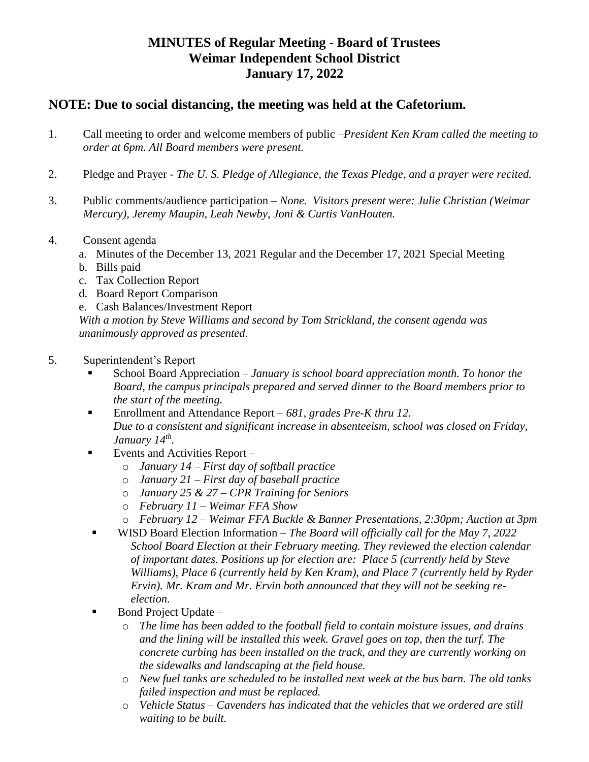# MINUTES of Regular Meeting - Board of Trustees
# Weimar Independent School District
# January 17, 2022

## NOTE: Due to social distancing, the meeting was held at the Cafetorium.

1. Call meeting to order and welcome members of public –*President Ken Kram called the meeting to order at 6pm. All Board members were present.*

2. Pledge and Prayer - *The U. S. Pledge of Allegiance, the Texas Pledge, and a prayer were recited.*

3. Public comments/audience participation – *None. Visitors present were: Julie Christian (Weimar Mercury), Jeremy Maupin, Leah Newby, Joni & Curtis VanHouten.*

4. Consent agenda
   a. Minutes of the December 13, 2021 Regular and the December 17, 2021 Special Meeting
   b. Bills paid
   c. Tax Collection Report
   d. Board Report Comparison
   e. Cash Balances/Investment Report

   *With a motion by Steve Williams and second by Tom Strickland, the consent agenda was unanimously approved as presented.*

5. Superintendent's Report
   - School Board Appreciation – *January is school board appreciation month. To honor the Board, the campus principals prepared and served dinner to the Board members prior to the start of the meeting.*
   - Enrollment and Attendance Report – *681, grades Pre-K thru 12.*
     *Due to a consistent and significant increase in absenteeism, school was closed on Friday, January 14th.*
   - Events and Activities Report –
     - *January 14 – First day of softball practice*
     - *January 21 – First day of baseball practice*
     - *January 25 & 27 – CPR Training for Seniors*
     - *February 11 – Weimar FFA Show*
     - *February 12 – Weimar FFA Buckle & Banner Presentations, 2:30pm; Auction at 3pm*
   - WISD Board Election Information – *The Board will officially call for the May 7, 2022 School Board Election at their February meeting. They reviewed the election calendar of important dates. Positions up for election are: Place 5 (currently held by Steve Williams), Place 6 (currently held by Ken Kram), and Place 7 (currently held by Ryder Ervin). Mr. Kram and Mr. Ervin both announced that they will not be seeking re-election.*
   - Bond Project Update –
     - *The lime has been added to the football field to contain moisture issues, and drains and the lining will be installed this week. Gravel goes on top, then the turf. The concrete curbing has been installed on the track, and they are currently working on the sidewalks and landscaping at the field house.*
     - *New fuel tanks are scheduled to be installed next week at the bus barn. The old tanks failed inspection and must be replaced.*
     - *Vehicle Status – Cavenders has indicated that the vehicles that we ordered are still waiting to be built.*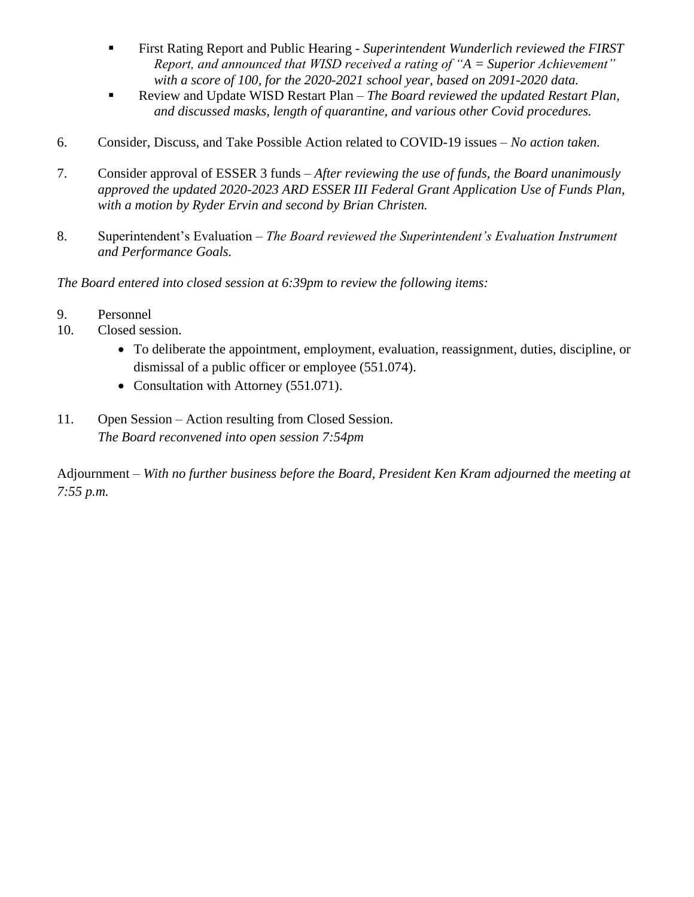- First Rating Report and Public Hearing - *Superintendent Wunderlich reviewed the FIRST Report, and announced that WISD received a rating of "A = Superior Achievement" with a score of 100, for the 2020-2021 school year, based on 2091-2020 data.*
- Review and Update WISD Restart Plan – *The Board reviewed the updated Restart Plan, and discussed masks, length of quarantine, and various other Covid procedures.*

6. Consider, Discuss, and Take Possible Action related to COVID-19 issues – *No action taken.*

7. Consider approval of ESSER 3 funds – *After reviewing the use of funds, the Board unanimously approved the updated 2020-2023 ARD ESSER III Federal Grant Application Use of Funds Plan, with a motion by Ryder Ervin and second by Brian Christen.*

8. Superintendent's Evaluation – *The Board reviewed the Superintendent's Evaluation Instrument and Performance Goals.*

*The Board entered into closed session at 6:39pm to review the following items:*

9. Personnel
10. Closed session.
    - To deliberate the appointment, employment, evaluation, reassignment, duties, discipline, or dismissal of a public officer or employee (551.074).
    - Consultation with Attorney (551.071).

11. Open Session – Action resulting from Closed Session.
    *The Board reconvened into open session 7:54pm*

Adjournment – *With no further business before the Board, President Ken Kram adjourned the meeting at 7:55 p.m.*